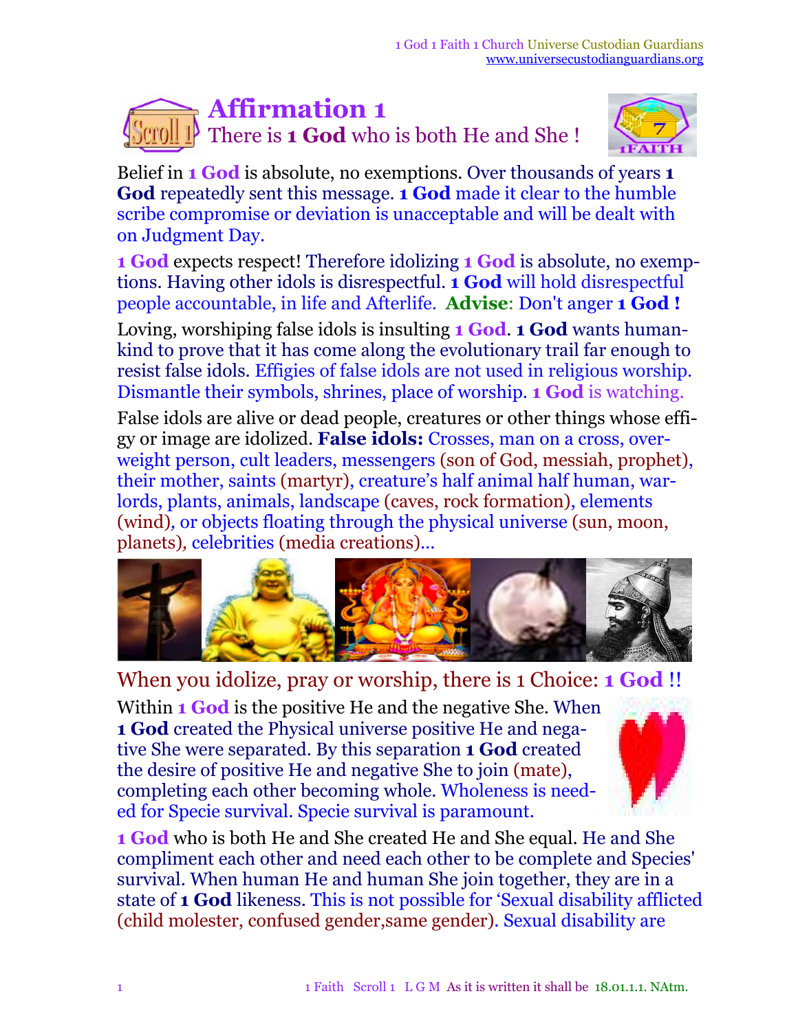# Affirmation 1

## There is **1 God** who is both He and She !

Belief in **1 God** is absolute, no exemptions. Over thousands of years **1 God** repeatedly sent this message. **1 God** made it clear to the humble scribe compromise or deviation is unacceptable and will be dealt with on Judgment Day.

**1 God** expects respect! Therefore idolizing **1 God** is absolute, no exemptions. Having other idols is disrespectful. **1 God** will hold disrespectful people accountable, in life and Afterlife. **Advise**: Don't anger **1 God !**

Loving, worshiping false idols is insulting **1 God**. **1 God** wants humankind to prove that it has come along the evolutionary trail far enough to resist false idols. Effigies of false idols are not used in religious worship. Dismantle their symbols, shrines, place of worship. **1 God** is watching.

False idols are alive or dead people, creatures or other things whose effigy or image are idolized. **False idols:** Crosses, man on a cross, overweight person, cult leaders, messengers (son of God, messiah, prophet), their mother, saints (martyr), creature's half animal half human, warlords, plants, animals, landscape (caves, rock formation), elements (wind), or objects floating through the physical universe (sun, moon, planets), celebrities (media creations)...

When you idolize, pray or worship, there is 1 Choice: **1 God** !!

Within **1 God** is the positive He and the negative She. When **1 God** created the Physical universe positive He and negative She were separated. By this separation **1 God** created the desire of positive He and negative She to join (mate), completing each other becoming whole. Wholeness is needed for Specie survival. Specie survival is paramount.

**1 God** who is both He and She created He and She equal. He and She compliment each other and need each other to be complete and Species' survival. When human He and human She join together, they are in a state of **1 God** likeness. This is not possible for 'Sexual disability afflicted (child molester, confused gender,same gender). Sexual disability are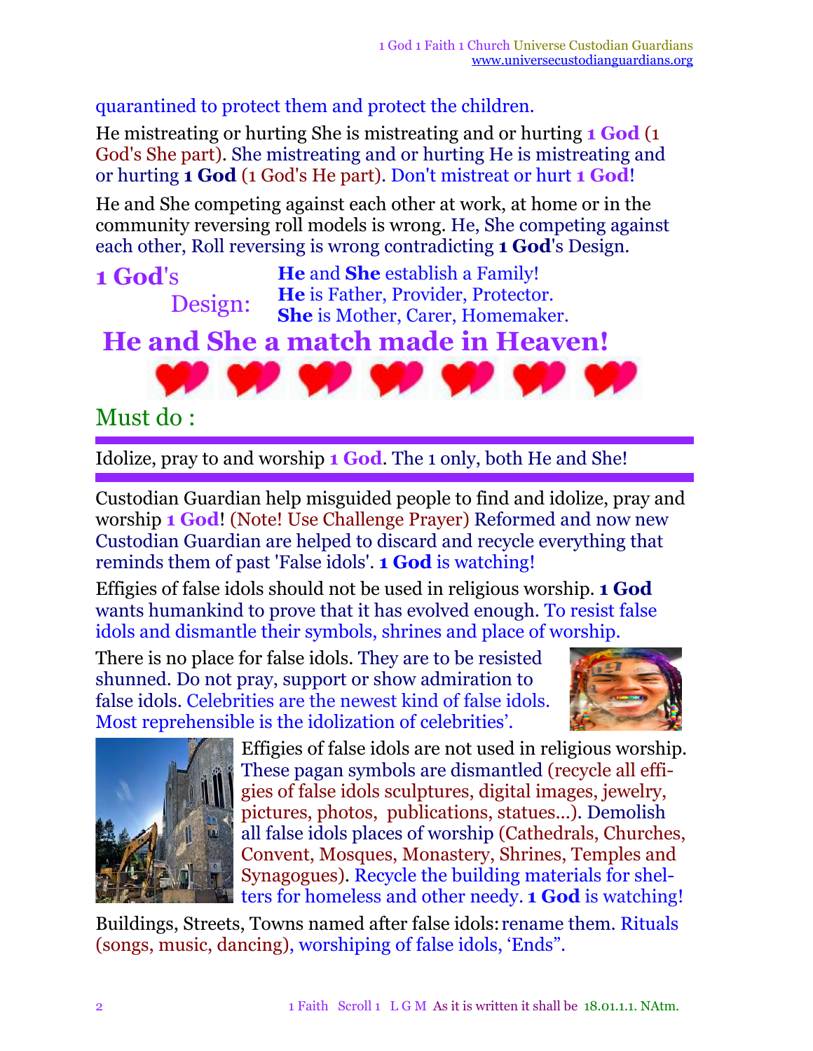quarantined to protect them and protect the children.

He mistreating or hurting She is mistreating and or hurting **1 God** (1 God's She part). She mistreating and or hurting He is mistreating and or hurting **1 God** (1 God's He part). Don't mistreat or hurt **1 God**!

He and She competing against each other at work, at home or in the community reversing roll models is wrong. He, She competing against each other, Roll reversing is wrong contradicting **1 God**'s Design.

**1 God**'s Design:

**He** and **She** establish a Family!
**He** is Father, Provider, Protector.
**She** is Mother, Carer, Homemaker.

## He and She a match made in Heaven!

## Must do :

Idolize, pray to and worship **1 God**. The 1 only, both He and She!

Custodian Guardian help misguided people to find and idolize, pray and worship **1 God**! (Note! Use Challenge Prayer) Reformed and now new Custodian Guardian are helped to discard and recycle everything that reminds them of past 'False idols'. **1 God** is watching!

Effigies of false idols should not be used in religious worship. **1 God** wants humankind to prove that it has evolved enough. To resist false idols and dismantle their symbols, shrines and place of worship.

There is no place for false idols. They are to be resisted shunned. Do not pray, support or show admiration to false idols. Celebrities are the newest kind of false idols. Most reprehensible is the idolization of celebrities'.

Effigies of false idols are not used in religious worship. These pagan symbols are dismantled (recycle all effigies of false idols sculptures, digital images, jewelry, pictures, photos, publications, statues...). Demolish all false idols places of worship (Cathedrals, Churches, Convent, Mosques, Monastery, Shrines, Temples and Synagogues). Recycle the building materials for shelters for homeless and other needy. **1 God** is watching!

Buildings, Streets, Towns named after false idols: rename them. Rituals (songs, music, dancing), worshiping of false idols, 'Ends".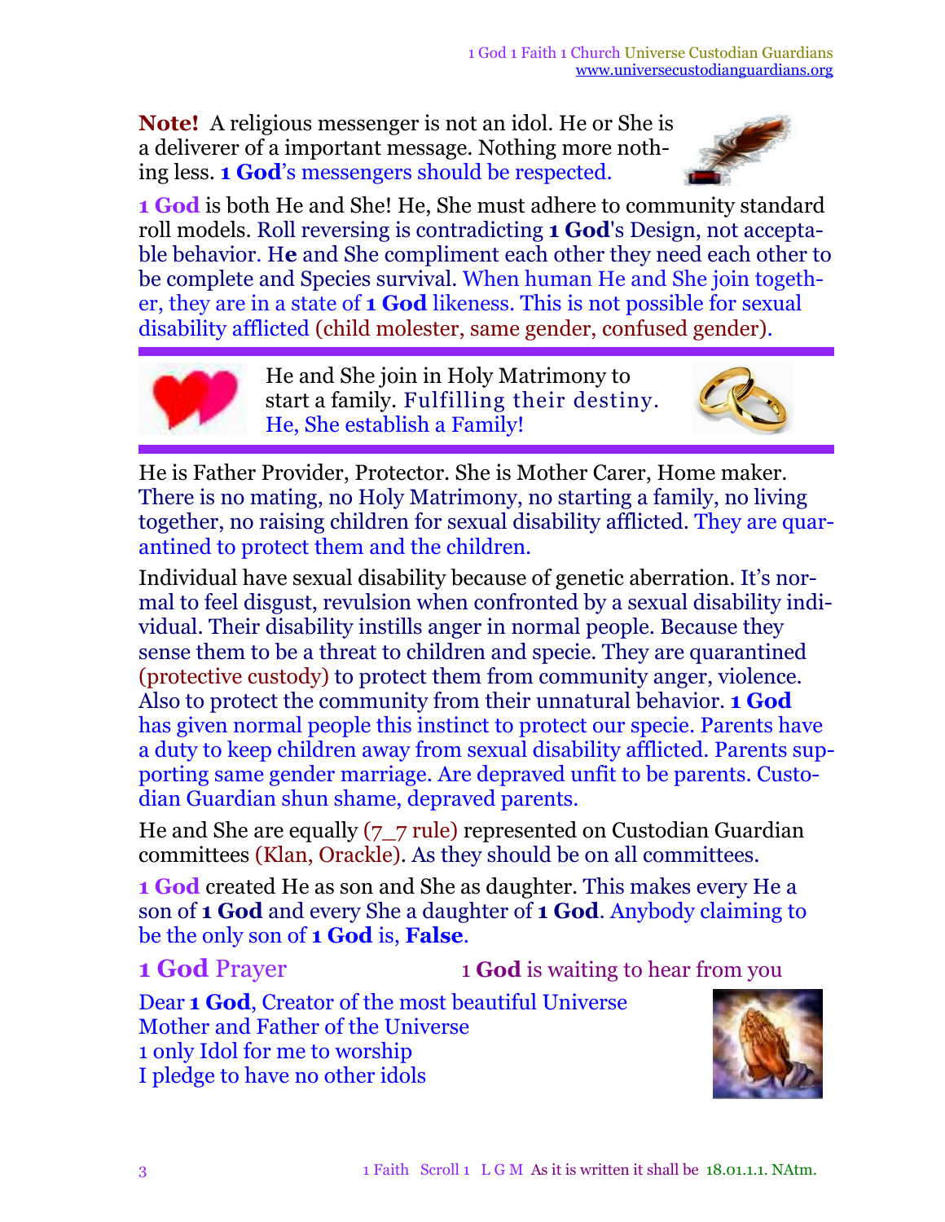**Note!** A religious messenger is not an idol. He or She is a deliverer of a important message. Nothing more nothing less. **1 God**'s messengers should be respected.

**1 God** is both He and She! He, She must adhere to community standard roll models. Roll reversing is contradicting **1 God**'s Design, not acceptable behavior. H**e** and She compliment each other they need each other to be complete and Species survival. When human He and She join together, they are in a state of **1 God** likeness. This is not possible for sexual disability afflicted (child molester, same gender, confused gender).

---

He and She join in Holy Matrimony to start a family. Fulfilling their destiny. He, She establish a Family!

---

He is Father Provider, Protector. She is Mother Carer, Home maker. There is no mating, no Holy Matrimony, no starting a family, no living together, no raising children for sexual disability afflicted. They are quarantined to protect them and the children.

Individual have sexual disability because of genetic aberration. It's normal to feel disgust, revulsion when confronted by a sexual disability individual. Their disability instills anger in normal people. Because they sense them to be a threat to children and specie. They are quarantined (protective custody) to protect them from community anger, violence. Also to protect the community from their unnatural behavior. **1 God** has given normal people this instinct to protect our specie. Parents have a duty to keep children away from sexual disability afflicted. Parents supporting same gender marriage. Are depraved unfit to be parents. Custodian Guardian shun shame, depraved parents.

He and She are equally (7_7 rule) represented on Custodian Guardian committees (Klan, Orackle). As they should be on all committees.

**1 God** created He as son and She as daughter. This makes every He a son of **1 God** and every She a daughter of **1 God**. Anybody claiming to be the only son of **1 God** is, **False**.

## 1 God Prayer

1 **God** is waiting to hear from you

Dear **1 God**, Creator of the most beautiful Universe
Mother and Father of the Universe
1 only Idol for me to worship
I pledge to have no other idols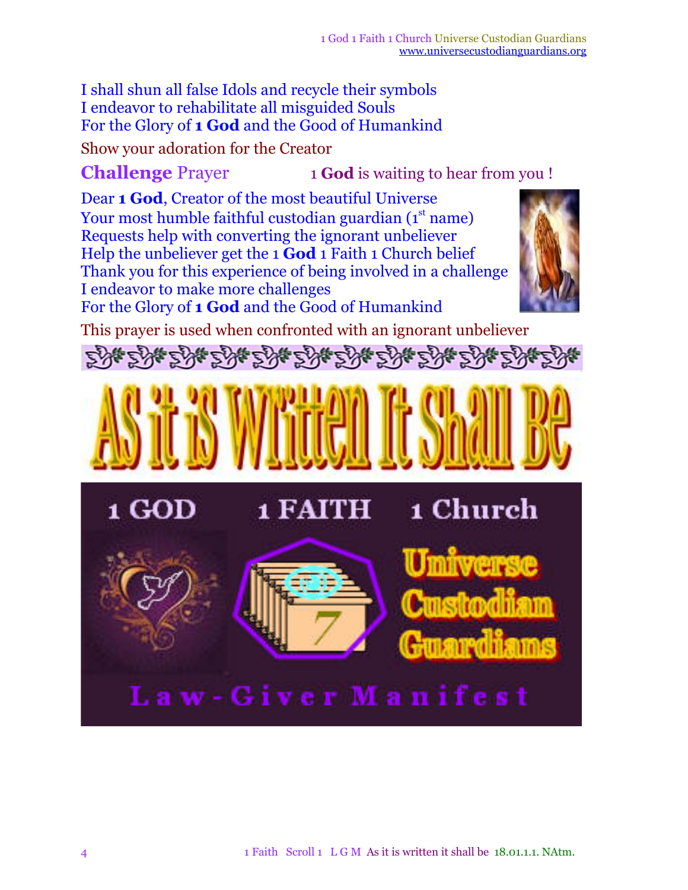I shall shun all false Idols and recycle their symbols
I endeavor to rehabilitate all misguided Souls
For the Glory of **1 God** and the Good of Humankind

Show your adoration for the Creator

## **Challenge** Prayer

1 **God** is waiting to hear from you !

Dear **1 God**, Creator of the most beautiful Universe
Your most humble faithful custodian guardian (1st name)
Requests help with converting the ignorant unbeliever
Help the unbeliever get the 1 **God** 1 Faith 1 Church belief
Thank you for this experience of being involved in a challenge
I endeavor to make more challenges
For the Glory of **1 God** and the Good of Humankind

This prayer is used when confronted with an ignorant unbeliever

# AS it iS Written It Shall Be

1 GOD 1 FAITH 1 Church

Universe Custodian Guardians

Law-Giver Manifest